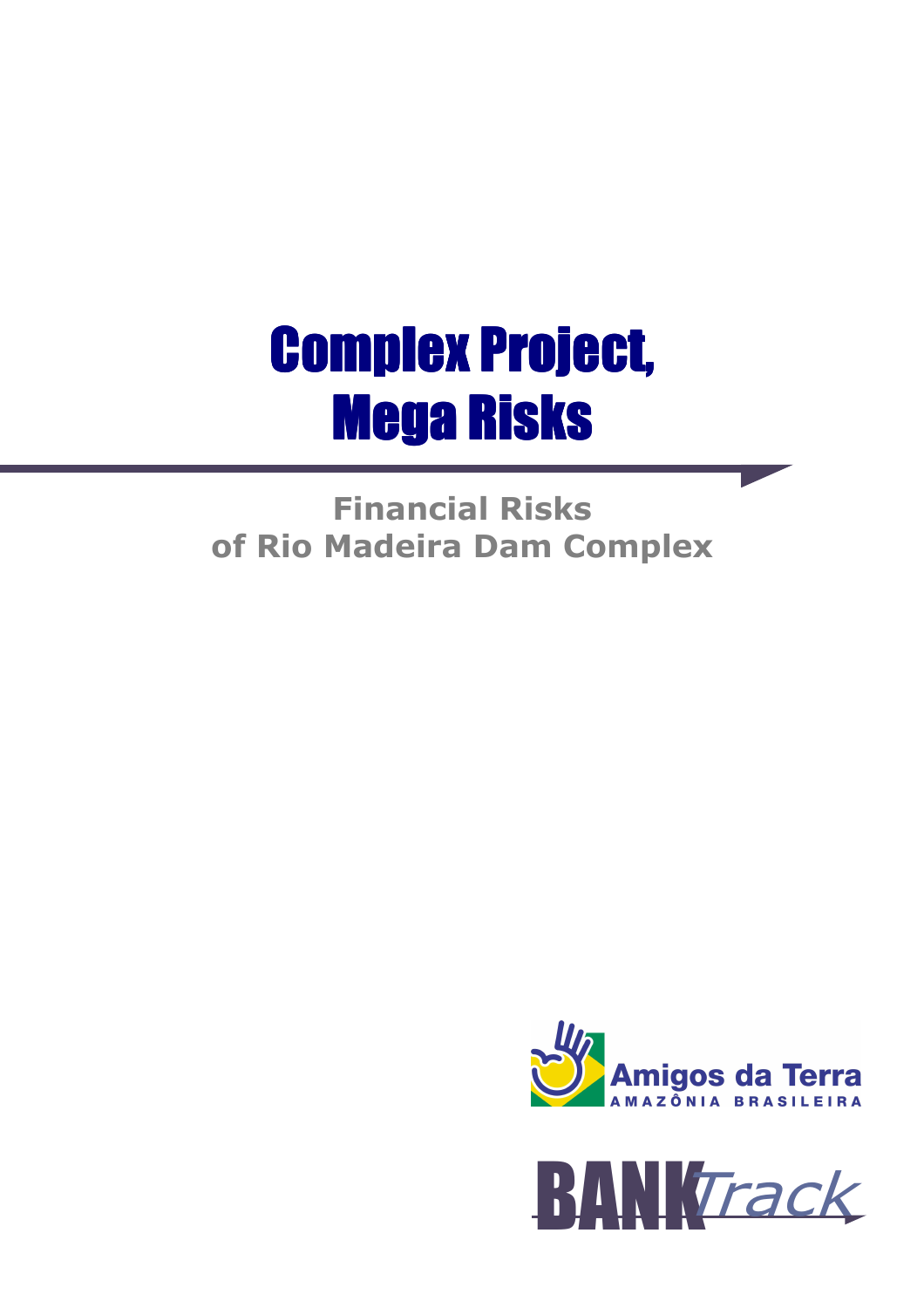# Complex Project, Mega Risks

## Financial Risks of Rio Madeira Dam Complex

Amigos da Terra
AMAZÔNIA BRASILEIRA

BANKTrack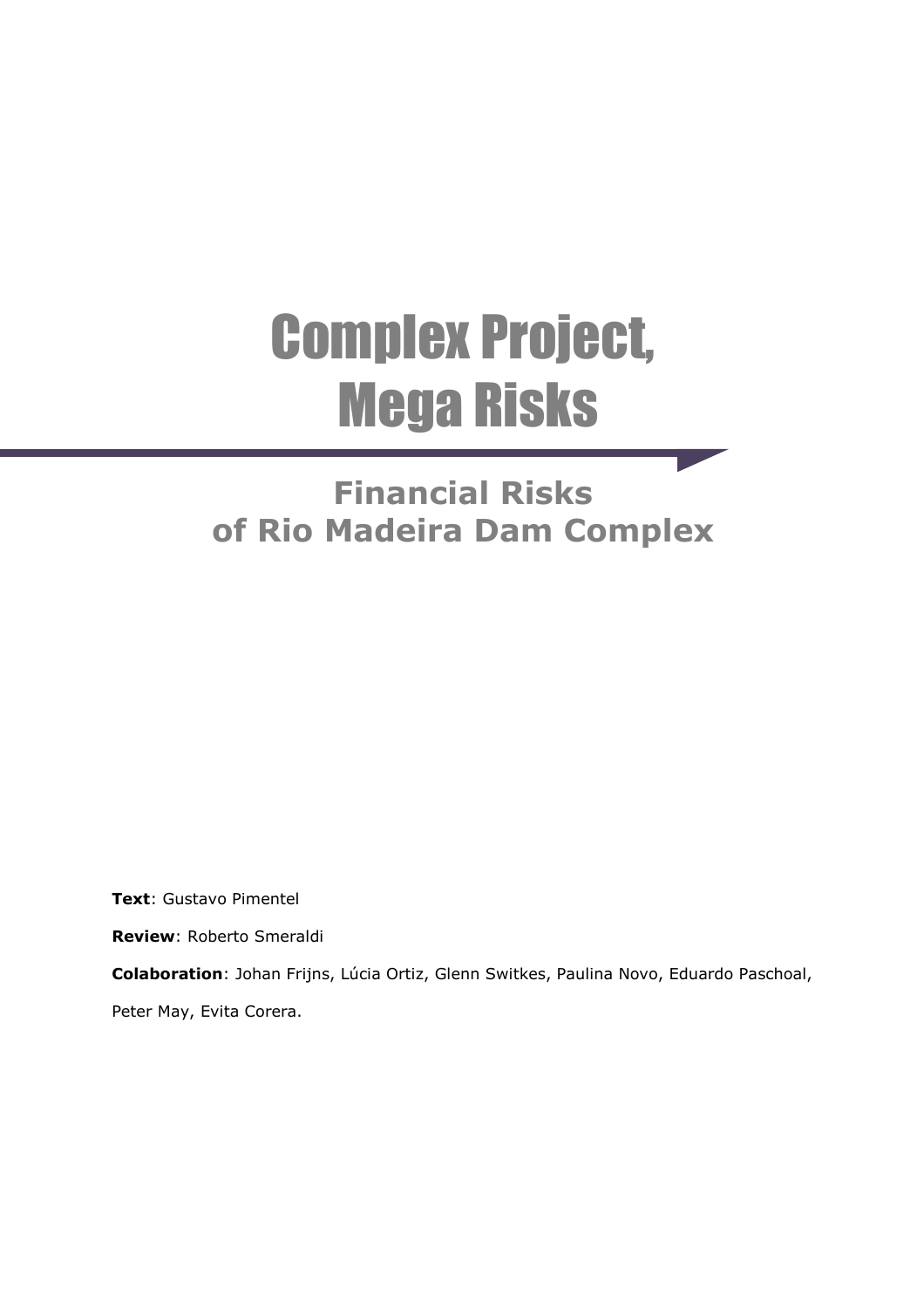# Complex Project, Mega Risks

## Financial Risks of Rio Madeira Dam Complex

**Text**: Gustavo Pimentel

**Review**: Roberto Smeraldi

**Colaboration**: Johan Frijns, Lúcia Ortiz, Glenn Switkes, Paulina Novo, Eduardo Paschoal, Peter May, Evita Corera.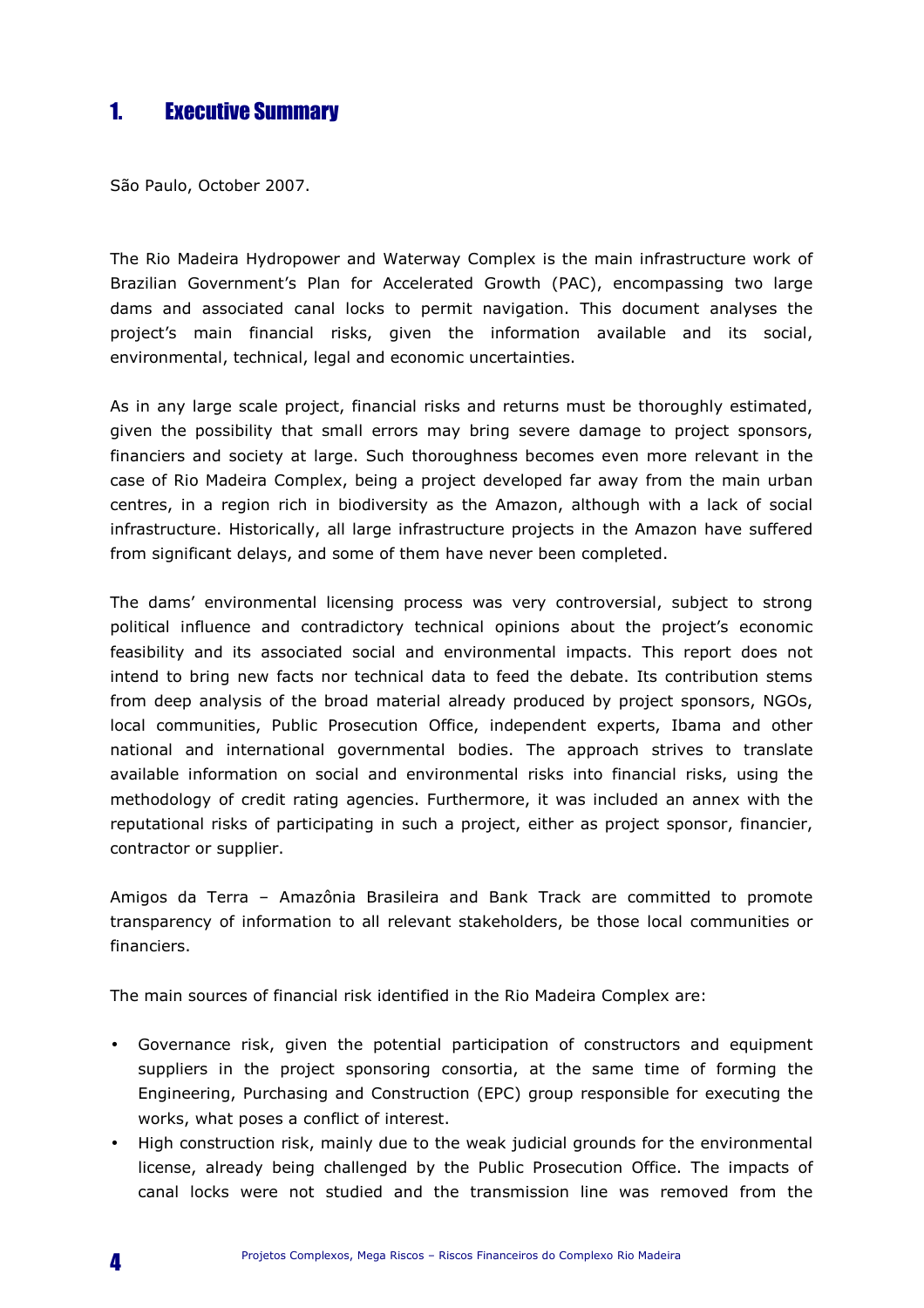# 1. Executive Summary

São Paulo, October 2007.

The Rio Madeira Hydropower and Waterway Complex is the main infrastructure work of Brazilian Government's Plan for Accelerated Growth (PAC), encompassing two large dams and associated canal locks to permit navigation. This document analyses the project's main financial risks, given the information available and its social, environmental, technical, legal and economic uncertainties.

As in any large scale project, financial risks and returns must be thoroughly estimated, given the possibility that small errors may bring severe damage to project sponsors, financiers and society at large. Such thoroughness becomes even more relevant in the case of Rio Madeira Complex, being a project developed far away from the main urban centres, in a region rich in biodiversity as the Amazon, although with a lack of social infrastructure. Historically, all large infrastructure projects in the Amazon have suffered from significant delays, and some of them have never been completed.

The dams' environmental licensing process was very controversial, subject to strong political influence and contradictory technical opinions about the project's economic feasibility and its associated social and environmental impacts. This report does not intend to bring new facts nor technical data to feed the debate. Its contribution stems from deep analysis of the broad material already produced by project sponsors, NGOs, local communities, Public Prosecution Office, independent experts, Ibama and other national and international governmental bodies. The approach strives to translate available information on social and environmental risks into financial risks, using the methodology of credit rating agencies. Furthermore, it was included an annex with the reputational risks of participating in such a project, either as project sponsor, financier, contractor or supplier.

Amigos da Terra – Amazônia Brasileira and Bank Track are committed to promote transparency of information to all relevant stakeholders, be those local communities or financiers.

The main sources of financial risk identified in the Rio Madeira Complex are:

- Governance risk, given the potential participation of constructors and equipment suppliers in the project sponsoring consortia, at the same time of forming the Engineering, Purchasing and Construction (EPC) group responsible for executing the works, what poses a conflict of interest.
- High construction risk, mainly due to the weak judicial grounds for the environmental license, already being challenged by the Public Prosecution Office. The impacts of canal locks were not studied and the transmission line was removed from the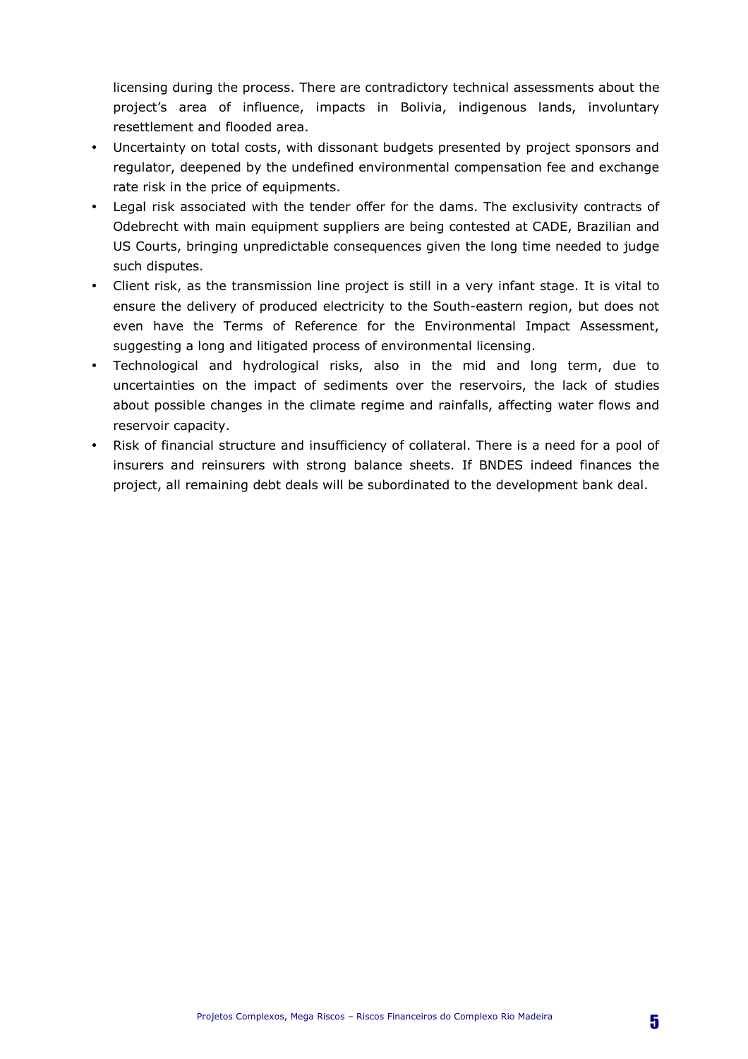licensing during the process. There are contradictory technical assessments about the project's area of influence, impacts in Bolivia, indigenous lands, involuntary resettlement and flooded area.

- Uncertainty on total costs, with dissonant budgets presented by project sponsors and regulator, deepened by the undefined environmental compensation fee and exchange rate risk in the price of equipments.
- Legal risk associated with the tender offer for the dams. The exclusivity contracts of Odebrecht with main equipment suppliers are being contested at CADE, Brazilian and US Courts, bringing unpredictable consequences given the long time needed to judge such disputes.
- Client risk, as the transmission line project is still in a very infant stage. It is vital to ensure the delivery of produced electricity to the South-eastern region, but does not even have the Terms of Reference for the Environmental Impact Assessment, suggesting a long and litigated process of environmental licensing.
- Technological and hydrological risks, also in the mid and long term, due to uncertainties on the impact of sediments over the reservoirs, the lack of studies about possible changes in the climate regime and rainfalls, affecting water flows and reservoir capacity.
- Risk of financial structure and insufficiency of collateral. There is a need for a pool of insurers and reinsurers with strong balance sheets. If BNDES indeed finances the project, all remaining debt deals will be subordinated to the development bank deal.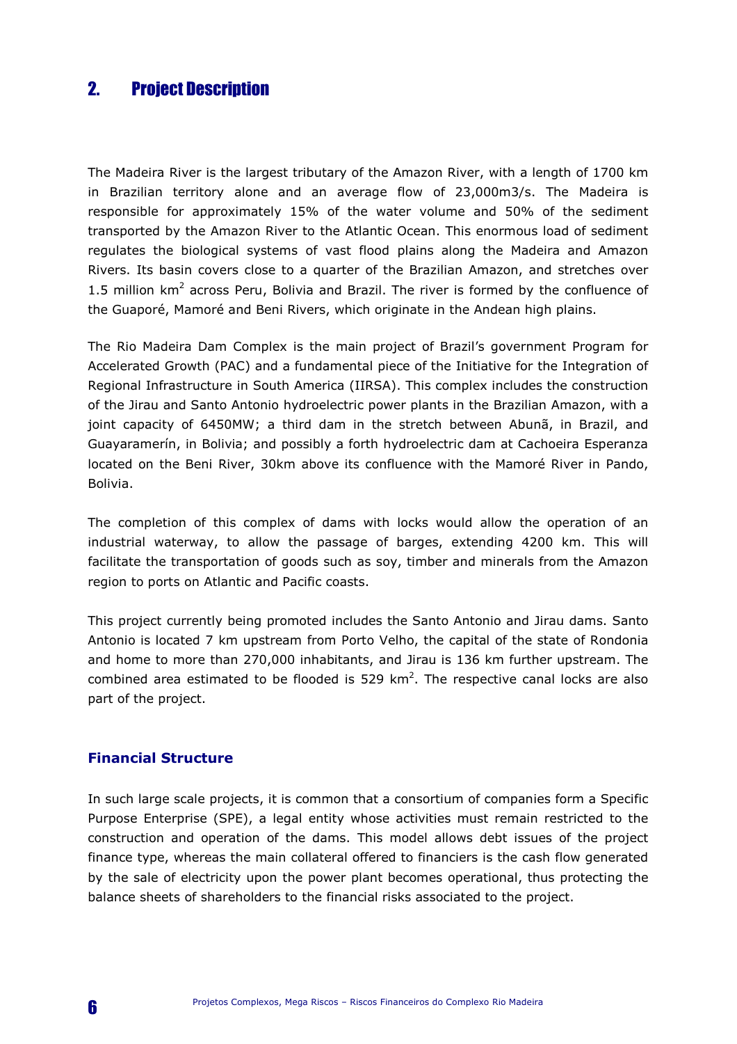## 2. Project Description

The Madeira River is the largest tributary of the Amazon River, with a length of 1700 km in Brazilian territory alone and an average flow of 23,000m3/s. The Madeira is responsible for approximately 15% of the water volume and 50% of the sediment transported by the Amazon River to the Atlantic Ocean. This enormous load of sediment regulates the biological systems of vast flood plains along the Madeira and Amazon Rivers. Its basin covers close to a quarter of the Brazilian Amazon, and stretches over 1.5 million $km^2$ across Peru, Bolivia and Brazil. The river is formed by the confluence of the Guaporé, Mamoré and Beni Rivers, which originate in the Andean high plains.

The Rio Madeira Dam Complex is the main project of Brazil's government Program for Accelerated Growth (PAC) and a fundamental piece of the Initiative for the Integration of Regional Infrastructure in South America (IIRSA). This complex includes the construction of the Jirau and Santo Antonio hydroelectric power plants in the Brazilian Amazon, with a joint capacity of 6450MW; a third dam in the stretch between Abunã, in Brazil, and Guayaramerín, in Bolivia; and possibly a forth hydroelectric dam at Cachoeira Esperanza located on the Beni River, 30km above its confluence with the Mamoré River in Pando, Bolivia.

The completion of this complex of dams with locks would allow the operation of an industrial waterway, to allow the passage of barges, extending 4200 km. This will facilitate the transportation of goods such as soy, timber and minerals from the Amazon region to ports on Atlantic and Pacific coasts.

This project currently being promoted includes the Santo Antonio and Jirau dams. Santo Antonio is located 7 km upstream from Porto Velho, the capital of the state of Rondonia and home to more than 270,000 inhabitants, and Jirau is 136 km further upstream. The combined area estimated to be flooded is 529 $km^2$. The respective canal locks are also part of the project.

### Financial Structure

In such large scale projects, it is common that a consortium of companies form a Specific Purpose Enterprise (SPE), a legal entity whose activities must remain restricted to the construction and operation of the dams. This model allows debt issues of the project finance type, whereas the main collateral offered to financiers is the cash flow generated by the sale of electricity upon the power plant becomes operational, thus protecting the balance sheets of shareholders to the financial risks associated to the project.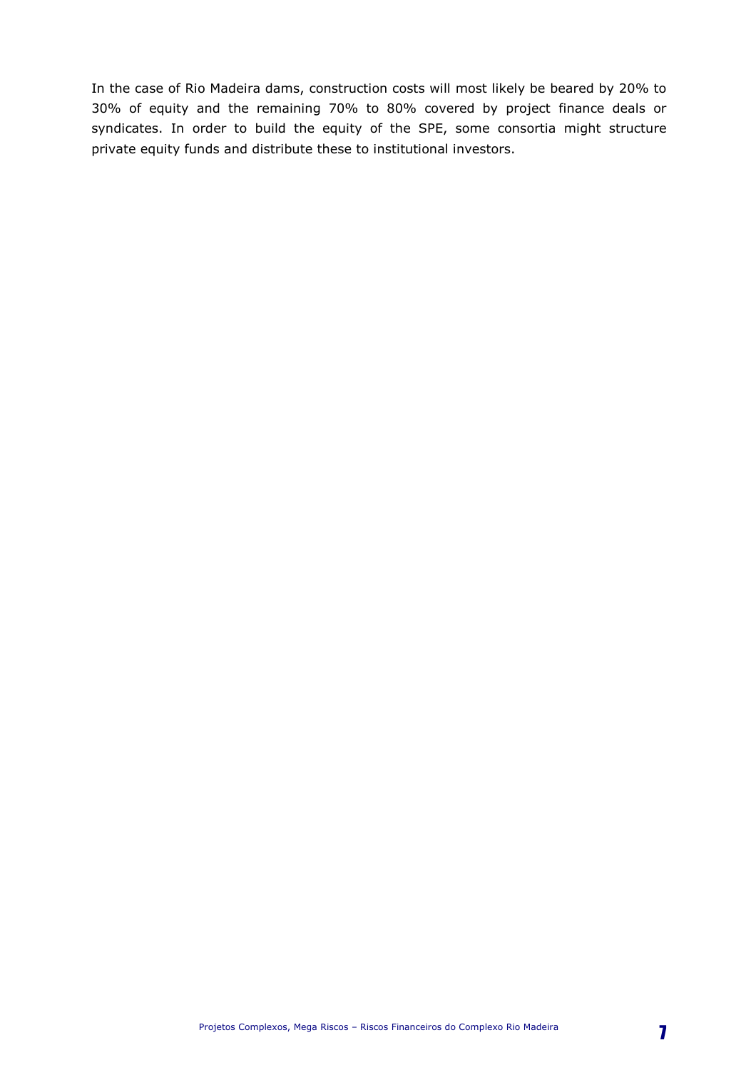In the case of Rio Madeira dams, construction costs will most likely be beared by 20% to 30% of equity and the remaining 70% to 80% covered by project finance deals or syndicates. In order to build the equity of the SPE, some consortia might structure private equity funds and distribute these to institutional investors.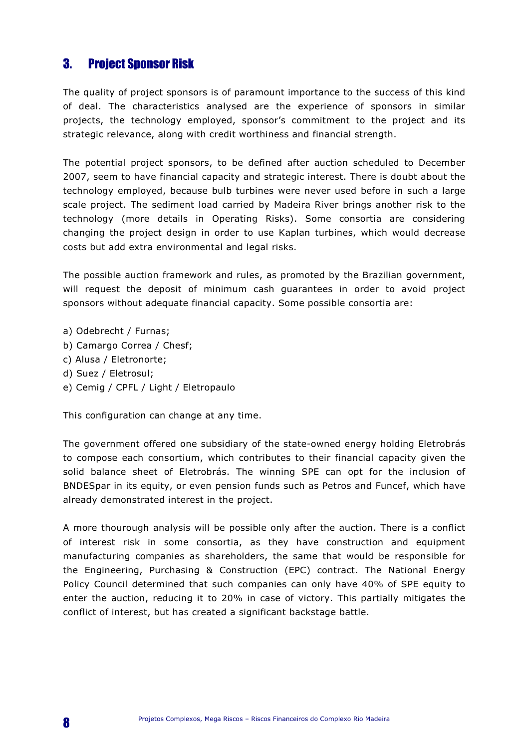## 3. Project Sponsor Risk

The quality of project sponsors is of paramount importance to the success of this kind of deal. The characteristics analysed are the experience of sponsors in similar projects, the technology employed, sponsor's commitment to the project and its strategic relevance, along with credit worthiness and financial strength.

The potential project sponsors, to be defined after auction scheduled to December 2007, seem to have financial capacity and strategic interest. There is doubt about the technology employed, because bulb turbines were never used before in such a large scale project. The sediment load carried by Madeira River brings another risk to the technology (more details in Operating Risks). Some consortia are considering changing the project design in order to use Kaplan turbines, which would decrease costs but add extra environmental and legal risks.

The possible auction framework and rules, as promoted by the Brazilian government, will request the deposit of minimum cash guarantees in order to avoid project sponsors without adequate financial capacity. Some possible consortia are:

a) Odebrecht / Furnas;
b) Camargo Correa / Chesf;
c) Alusa / Eletronorte;
d) Suez / Eletrosul;
e) Cemig / CPFL / Light / Eletropaulo

This configuration can change at any time.

The government offered one subsidiary of the state-owned energy holding Eletrobrás to compose each consortium, which contributes to their financial capacity given the solid balance sheet of Eletrobrás. The winning SPE can opt for the inclusion of BNDESpar in its equity, or even pension funds such as Petros and Funcef, which have already demonstrated interest in the project.

A more thourough analysis will be possible only after the auction. There is a conflict of interest risk in some consortia, as they have construction and equipment manufacturing companies as shareholders, the same that would be responsible for the Engineering, Purchasing & Construction (EPC) contract. The National Energy Policy Council determined that such companies can only have 40% of SPE equity to enter the auction, reducing it to 20% in case of victory. This partially mitigates the conflict of interest, but has created a significant backstage battle.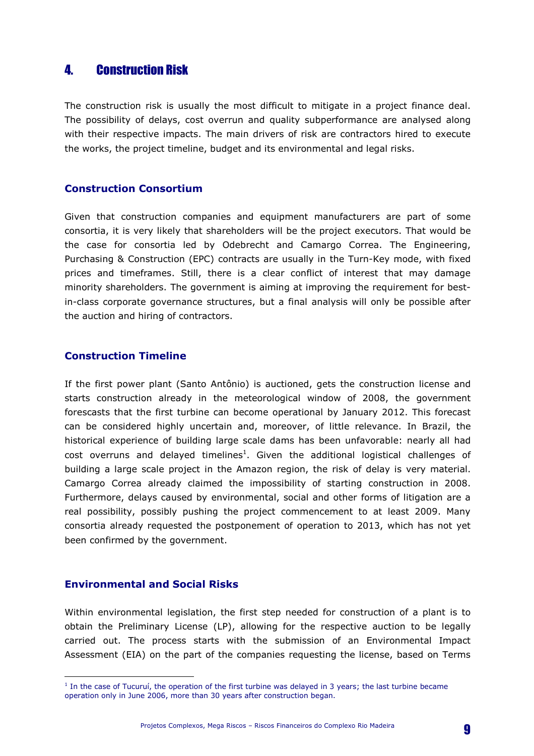# 4. Construction Risk

The construction risk is usually the most difficult to mitigate in a project finance deal. The possibility of delays, cost overrun and quality subperformance are analysed along with their respective impacts. The main drivers of risk are contractors hired to execute the works, the project timeline, budget and its environmental and legal risks.

## Construction Consortium

Given that construction companies and equipment manufacturers are part of some consortia, it is very likely that shareholders will be the project executors. That would be the case for consortia led by Odebrecht and Camargo Correa. The Engineering, Purchasing & Construction (EPC) contracts are usually in the Turn-Key mode, with fixed prices and timeframes. Still, there is a clear conflict of interest that may damage minority shareholders. The government is aiming at improving the requirement for best-in-class corporate governance structures, but a final analysis will only be possible after the auction and hiring of contractors.

## Construction Timeline

If the first power plant (Santo Antônio) is auctioned, gets the construction license and starts construction already in the meteorological window of 2008, the government forescasts that the first turbine can become operational by January 2012. This forecast can be considered highly uncertain and, moreover, of little relevance. In Brazil, the historical experience of building large scale dams has been unfavorable: nearly all had cost overruns and delayed timelines[1]. Given the additional logistical challenges of building a large scale project in the Amazon region, the risk of delay is very material. Camargo Correa already claimed the impossibility of starting construction in 2008. Furthermore, delays caused by environmental, social and other forms of litigation are a real possibility, possibly pushing the project commencement to at least 2009. Many consortia already requested the postponement of operation to 2013, which has not yet been confirmed by the government.

## Environmental and Social Risks

Within environmental legislation, the first step needed for construction of a plant is to obtain the Preliminary License (LP), allowing for the respective auction to be legally carried out. The process starts with the submission of an Environmental Impact Assessment (EIA) on the part of the companies requesting the license, based on Terms

---

[1] In the case of Tucuruí, the operation of the first turbine was delayed in 3 years; the last turbine became operation only in June 2006, more than 30 years after construction began.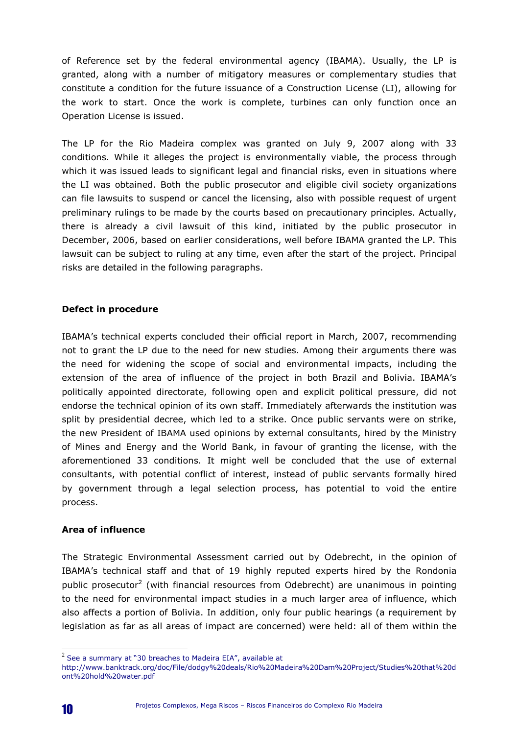of Reference set by the federal environmental agency (IBAMA). Usually, the LP is granted, along with a number of mitigatory measures or complementary studies that constitute a condition for the future issuance of a Construction License (LI), allowing for the work to start. Once the work is complete, turbines can only function once an Operation License is issued.

The LP for the Rio Madeira complex was granted on July 9, 2007 along with 33 conditions. While it alleges the project is environmentally viable, the process through which it was issued leads to significant legal and financial risks, even in situations where the LI was obtained. Both the public prosecutor and eligible civil society organizations can file lawsuits to suspend or cancel the licensing, also with possible request of urgent preliminary rulings to be made by the courts based on precautionary principles. Actually, there is already a civil lawsuit of this kind, initiated by the public prosecutor in December, 2006, based on earlier considerations, well before IBAMA granted the LP. This lawsuit can be subject to ruling at any time, even after the start of the project. Principal risks are detailed in the following paragraphs.

**Defect in procedure**

IBAMA's technical experts concluded their official report in March, 2007, recommending not to grant the LP due to the need for new studies. Among their arguments there was the need for widening the scope of social and environmental impacts, including the extension of the area of influence of the project in both Brazil and Bolivia. IBAMA's politically appointed directorate, following open and explicit political pressure, did not endorse the technical opinion of its own staff. Immediately afterwards the institution was split by presidential decree, which led to a strike. Once public servants were on strike, the new President of IBAMA used opinions by external consultants, hired by the Ministry of Mines and Energy and the World Bank, in favour of granting the license, with the aforementioned 33 conditions. It might well be concluded that the use of external consultants, with potential conflict of interest, instead of public servants formally hired by government through a legal selection process, has potential to void the entire process.

**Area of influence**

The Strategic Environmental Assessment carried out by Odebrecht, in the opinion of IBAMA's technical staff and that of 19 highly reputed experts hired by the Rondonia public prosecutor[2] (with financial resources from Odebrecht) are unanimous in pointing to the need for environmental impact studies in a much larger area of influence, which also affects a portion of Bolivia. In addition, only four public hearings (a requirement by legislation as far as all areas of impact are concerned) were held: all of them within the

[2] See a summary at "30 breaches to Madeira EIA", available at http://www.banktrack.org/doc/File/dodgy%20deals/Rio%20Madeira%20Dam%20Project/Studies%20that%20dont%20hold%20water.pdf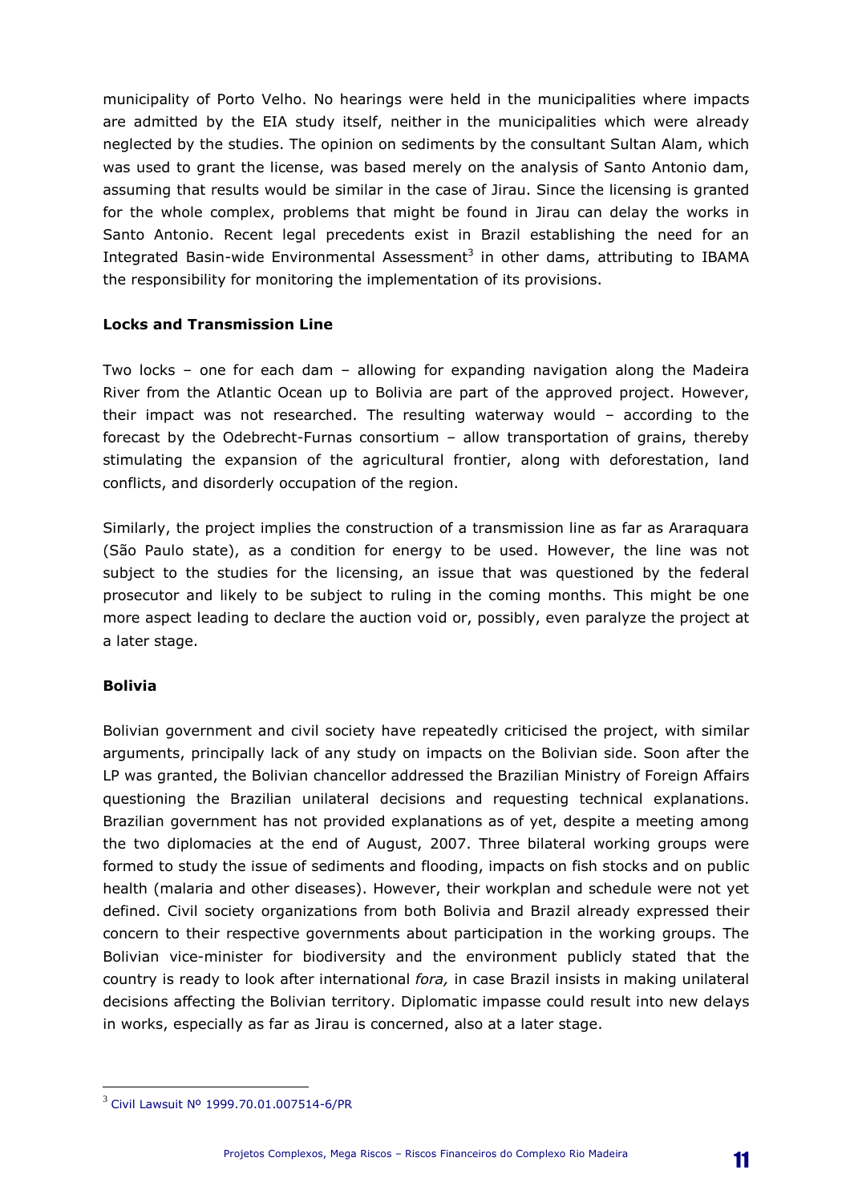municipality of Porto Velho. No hearings were held in the municipalities where impacts are admitted by the EIA study itself, neither in the municipalities which were already neglected by the studies. The opinion on sediments by the consultant Sultan Alam, which was used to grant the license, was based merely on the analysis of Santo Antonio dam, assuming that results would be similar in the case of Jirau. Since the licensing is granted for the whole complex, problems that might be found in Jirau can delay the works in Santo Antonio. Recent legal precedents exist in Brazil establishing the need for an Integrated Basin-wide Environmental Assessment[3] in other dams, attributing to IBAMA the responsibility for monitoring the implementation of its provisions.

**Locks and Transmission Line**

Two locks – one for each dam – allowing for expanding navigation along the Madeira River from the Atlantic Ocean up to Bolivia are part of the approved project. However, their impact was not researched. The resulting waterway would – according to the forecast by the Odebrecht-Furnas consortium – allow transportation of grains, thereby stimulating the expansion of the agricultural frontier, along with deforestation, land conflicts, and disorderly occupation of the region.

Similarly, the project implies the construction of a transmission line as far as Araraquara (São Paulo state), as a condition for energy to be used. However, the line was not subject to the studies for the licensing, an issue that was questioned by the federal prosecutor and likely to be subject to ruling in the coming months. This might be one more aspect leading to declare the auction void or, possibly, even paralyze the project at a later stage.

**Bolivia**

Bolivian government and civil society have repeatedly criticised the project, with similar arguments, principally lack of any study on impacts on the Bolivian side. Soon after the LP was granted, the Bolivian chancellor addressed the Brazilian Ministry of Foreign Affairs questioning the Brazilian unilateral decisions and requesting technical explanations. Brazilian government has not provided explanations as of yet, despite a meeting among the two diplomacies at the end of August, 2007. Three bilateral working groups were formed to study the issue of sediments and flooding, impacts on fish stocks and on public health (malaria and other diseases). However, their workplan and schedule were not yet defined. Civil society organizations from both Bolivia and Brazil already expressed their concern to their respective governments about participation in the working groups. The Bolivian vice-minister for biodiversity and the environment publicly stated that the country is ready to look after international *fora,* in case Brazil insists in making unilateral decisions affecting the Bolivian territory. Diplomatic impasse could result into new delays in works, especially as far as Jirau is concerned, also at a later stage.

---

[3] Civil Lawsuit Nº 1999.70.01.007514-6/PR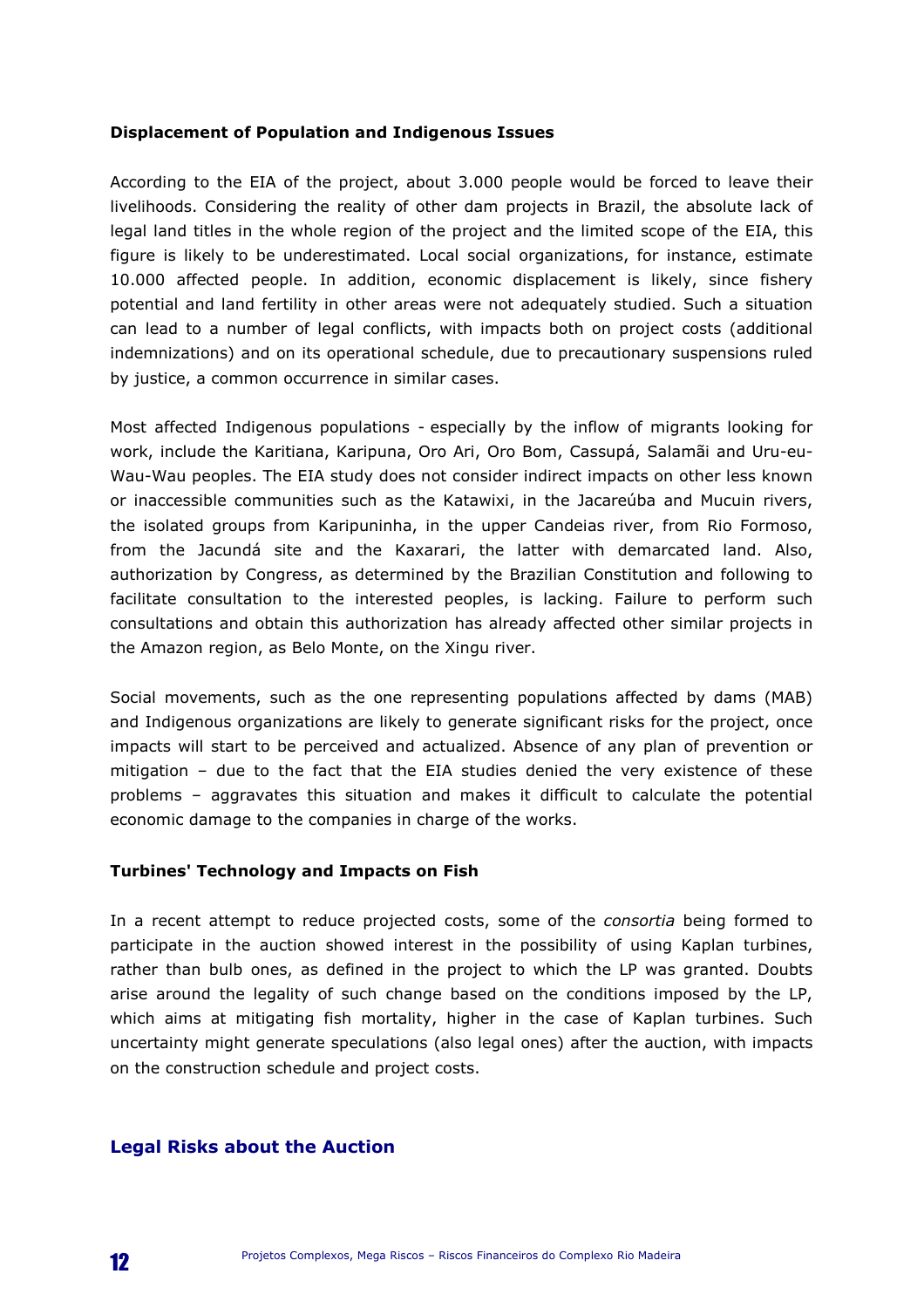### Displacement of Population and Indigenous Issues

According to the EIA of the project, about 3.000 people would be forced to leave their livelihoods. Considering the reality of other dam projects in Brazil, the absolute lack of legal land titles in the whole region of the project and the limited scope of the EIA, this figure is likely to be underestimated. Local social organizations, for instance, estimate 10.000 affected people. In addition, economic displacement is likely, since fishery potential and land fertility in other areas were not adequately studied. Such a situation can lead to a number of legal conflicts, with impacts both on project costs (additional indemnizations) and on its operational schedule, due to precautionary suspensions ruled by justice, a common occurrence in similar cases.

Most affected Indigenous populations - especially by the inflow of migrants looking for work, include the Karitiana, Karipuna, Oro Ari, Oro Bom, Cassupá, Salamãi and Uru-eu-Wau-Wau peoples. The EIA study does not consider indirect impacts on other less known or inaccessible communities such as the Katawixi, in the Jacareúba and Mucuin rivers, the isolated groups from Karipuninha, in the upper Candeias river, from Rio Formoso, from the Jacundá site and the Kaxarari, the latter with demarcated land. Also, authorization by Congress, as determined by the Brazilian Constitution and following to facilitate consultation to the interested peoples, is lacking. Failure to perform such consultations and obtain this authorization has already affected other similar projects in the Amazon region, as Belo Monte, on the Xingu river.

Social movements, such as the one representing populations affected by dams (MAB) and Indigenous organizations are likely to generate significant risks for the project, once impacts will start to be perceived and actualized. Absence of any plan of prevention or mitigation – due to the fact that the EIA studies denied the very existence of these problems – aggravates this situation and makes it difficult to calculate the potential economic damage to the companies in charge of the works.

### Turbines' Technology and Impacts on Fish

In a recent attempt to reduce projected costs, some of the *consortia* being formed to participate in the auction showed interest in the possibility of using Kaplan turbines, rather than bulb ones, as defined in the project to which the LP was granted. Doubts arise around the legality of such change based on the conditions imposed by the LP, which aims at mitigating fish mortality, higher in the case of Kaplan turbines. Such uncertainty might generate speculations (also legal ones) after the auction, with impacts on the construction schedule and project costs.

## Legal Risks about the Auction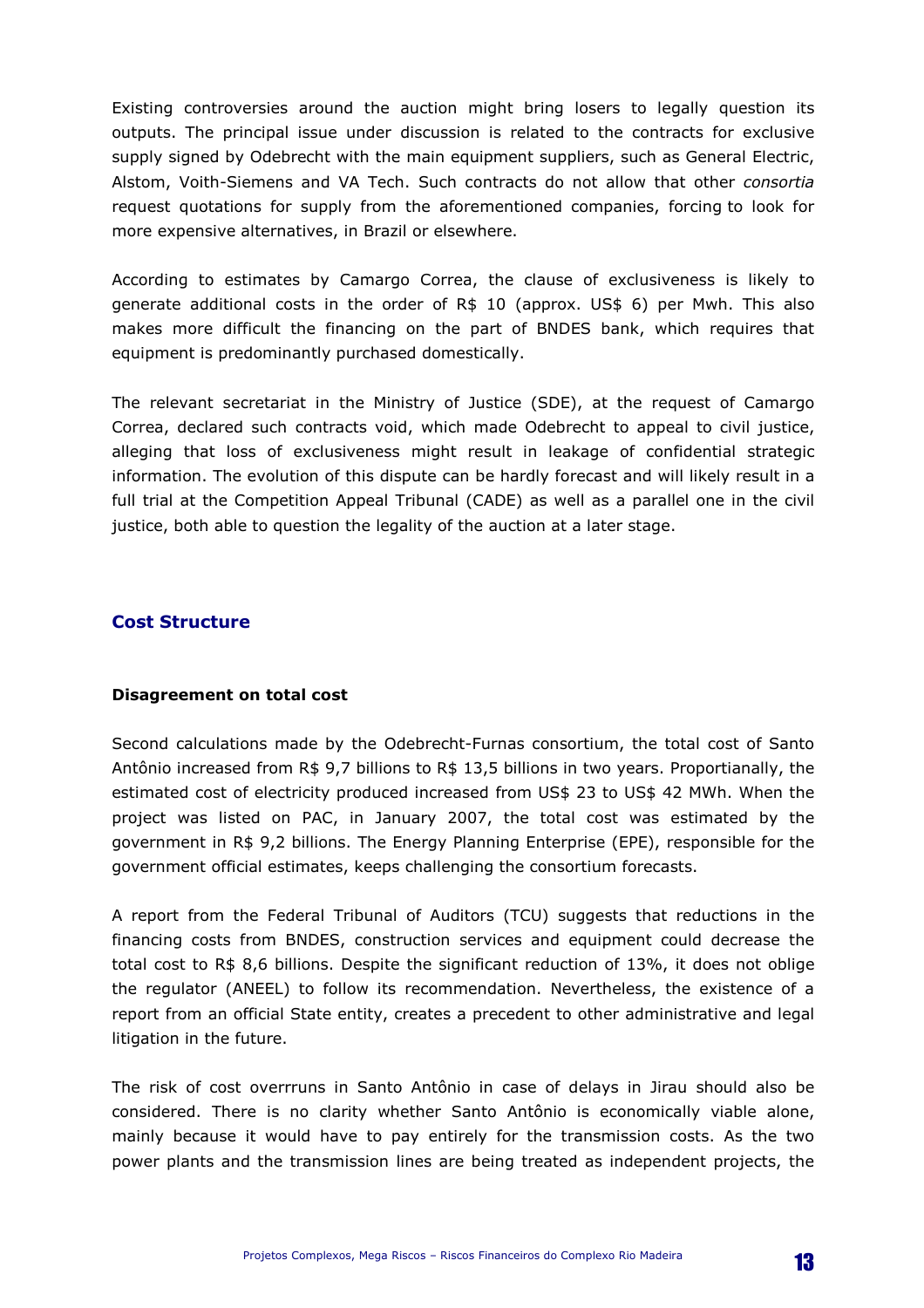Existing controversies around the auction might bring losers to legally question its outputs. The principal issue under discussion is related to the contracts for exclusive supply signed by Odebrecht with the main equipment suppliers, such as General Electric, Alstom, Voith-Siemens and VA Tech. Such contracts do not allow that other *consortia* request quotations for supply from the aforementioned companies, forcing to look for more expensive alternatives, in Brazil or elsewhere.

According to estimates by Camargo Correa, the clause of exclusiveness is likely to generate additional costs in the order of R$ 10 (approx. US$ 6) per Mwh. This also makes more difficult the financing on the part of BNDES bank, which requires that equipment is predominantly purchased domestically.

The relevant secretariat in the Ministry of Justice (SDE), at the request of Camargo Correa, declared such contracts void, which made Odebrecht to appeal to civil justice, alleging that loss of exclusiveness might result in leakage of confidential strategic information. The evolution of this dispute can be hardly forecast and will likely result in a full trial at the Competition Appeal Tribunal (CADE) as well as a parallel one in the civil justice, both able to question the legality of the auction at a later stage.

## Cost Structure

### Disagreement on total cost

Second calculations made by the Odebrecht-Furnas consortium, the total cost of Santo Antônio increased from R$ 9,7 billions to R$ 13,5 billions in two years. Proportianally, the estimated cost of electricity produced increased from US$ 23 to US$ 42 MWh. When the project was listed on PAC, in January 2007, the total cost was estimated by the government in R$ 9,2 billions. The Energy Planning Enterprise (EPE), responsible for the government official estimates, keeps challenging the consortium forecasts.

A report from the Federal Tribunal of Auditors (TCU) suggests that reductions in the financing costs from BNDES, construction services and equipment could decrease the total cost to R$ 8,6 billions. Despite the significant reduction of 13%, it does not oblige the regulator (ANEEL) to follow its recommendation. Nevertheless, the existence of a report from an official State entity, creates a precedent to other administrative and legal litigation in the future.

The risk of cost overrruns in Santo Antônio in case of delays in Jirau should also be considered. There is no clarity whether Santo Antônio is economically viable alone, mainly because it would have to pay entirely for the transmission costs. As the two power plants and the transmission lines are being treated as independent projects, the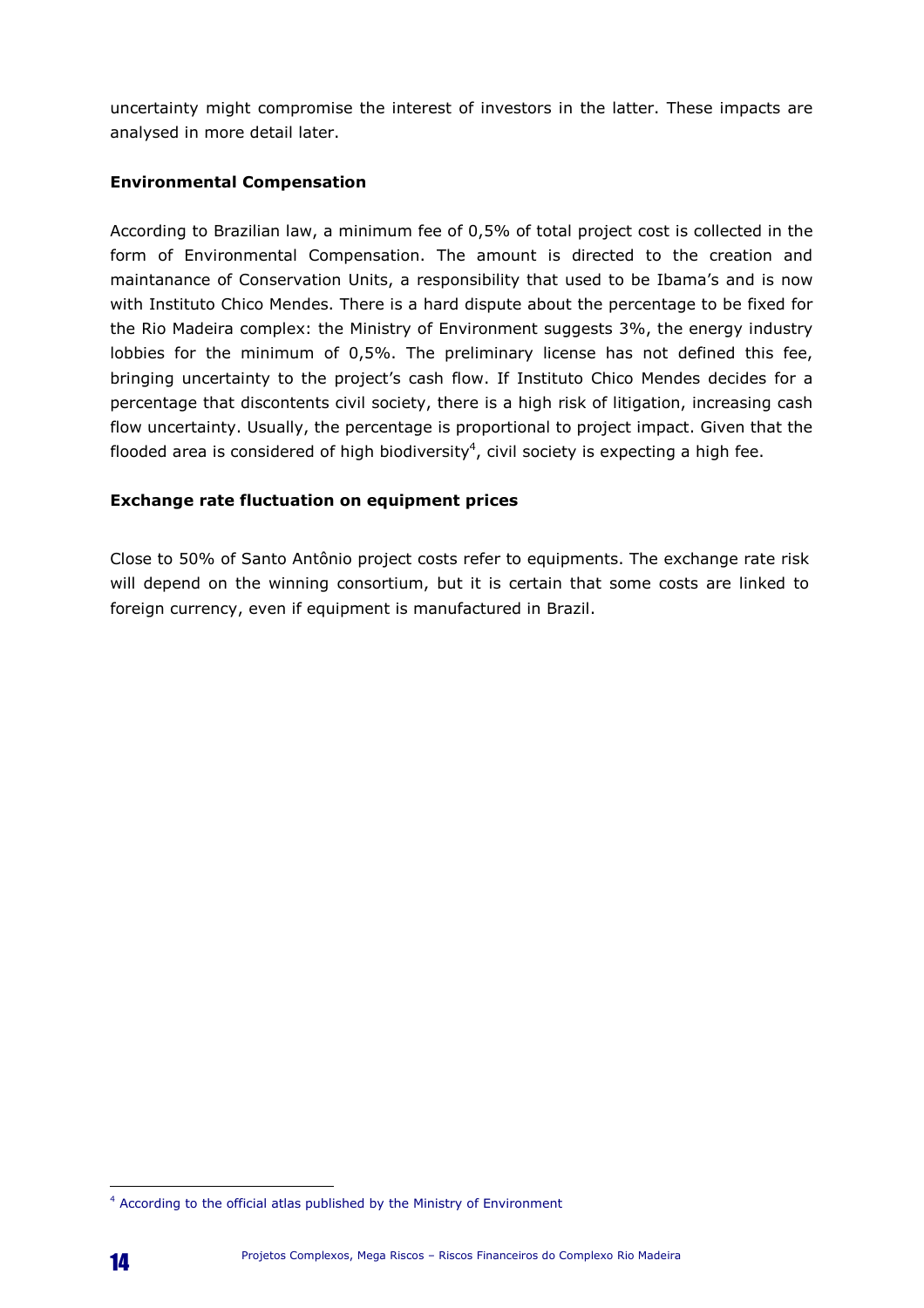uncertainty might compromise the interest of investors in the latter. These impacts are analysed in more detail later.

**Environmental Compensation**

According to Brazilian law, a minimum fee of 0,5% of total project cost is collected in the form of Environmental Compensation. The amount is directed to the creation and maintanance of Conservation Units, a responsibility that used to be Ibama's and is now with Instituto Chico Mendes. There is a hard dispute about the percentage to be fixed for the Rio Madeira complex: the Ministry of Environment suggests 3%, the energy industry lobbies for the minimum of 0,5%. The preliminary license has not defined this fee, bringing uncertainty to the project's cash flow. If Instituto Chico Mendes decides for a percentage that discontents civil society, there is a high risk of litigation, increasing cash flow uncertainty. Usually, the percentage is proportional to project impact. Given that the flooded area is considered of high biodiversity[4], civil society is expecting a high fee.

**Exchange rate fluctuation on equipment prices**

Close to 50% of Santo Antônio project costs refer to equipments. The exchange rate risk will depend on the winning consortium, but it is certain that some costs are linked to foreign currency, even if equipment is manufactured in Brazil.

---

[4] According to the official atlas published by the Ministry of Environment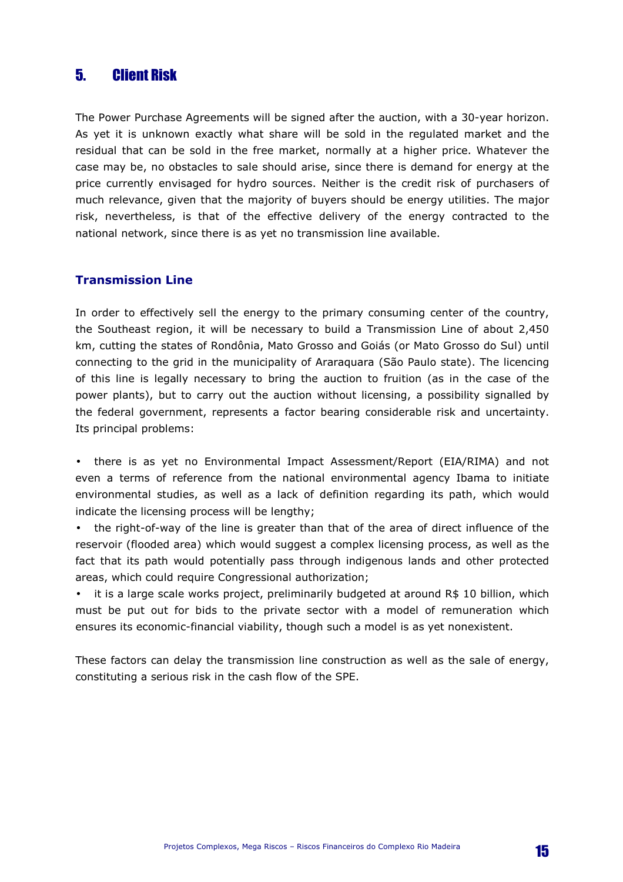## 5. Client Risk

The Power Purchase Agreements will be signed after the auction, with a 30-year horizon. As yet it is unknown exactly what share will be sold in the regulated market and the residual that can be sold in the free market, normally at a higher price. Whatever the case may be, no obstacles to sale should arise, since there is demand for energy at the price currently envisaged for hydro sources. Neither is the credit risk of purchasers of much relevance, given that the majority of buyers should be energy utilities. The major risk, nevertheless, is that of the effective delivery of the energy contracted to the national network, since there is as yet no transmission line available.

### Transmission Line

In order to effectively sell the energy to the primary consuming center of the country, the Southeast region, it will be necessary to build a Transmission Line of about 2,450 km, cutting the states of Rondônia, Mato Grosso and Goiás (or Mato Grosso do Sul) until connecting to the grid in the municipality of Araraquara (São Paulo state). The licencing of this line is legally necessary to bring the auction to fruition (as in the case of the power plants), but to carry out the auction without licensing, a possibility signalled by the federal government, represents a factor bearing considerable risk and uncertainty. Its principal problems:

- there is as yet no Environmental Impact Assessment/Report (EIA/RIMA) and not even a terms of reference from the national environmental agency Ibama to initiate environmental studies, as well as a lack of definition regarding its path, which would indicate the licensing process will be lengthy;
- the right-of-way of the line is greater than that of the area of direct influence of the reservoir (flooded area) which would suggest a complex licensing process, as well as the fact that its path would potentially pass through indigenous lands and other protected areas, which could require Congressional authorization;
- it is a large scale works project, preliminarily budgeted at around R$ 10 billion, which must be put out for bids to the private sector with a model of remuneration which ensures its economic-financial viability, though such a model is as yet nonexistent.

These factors can delay the transmission line construction as well as the sale of energy, constituting a serious risk in the cash flow of the SPE.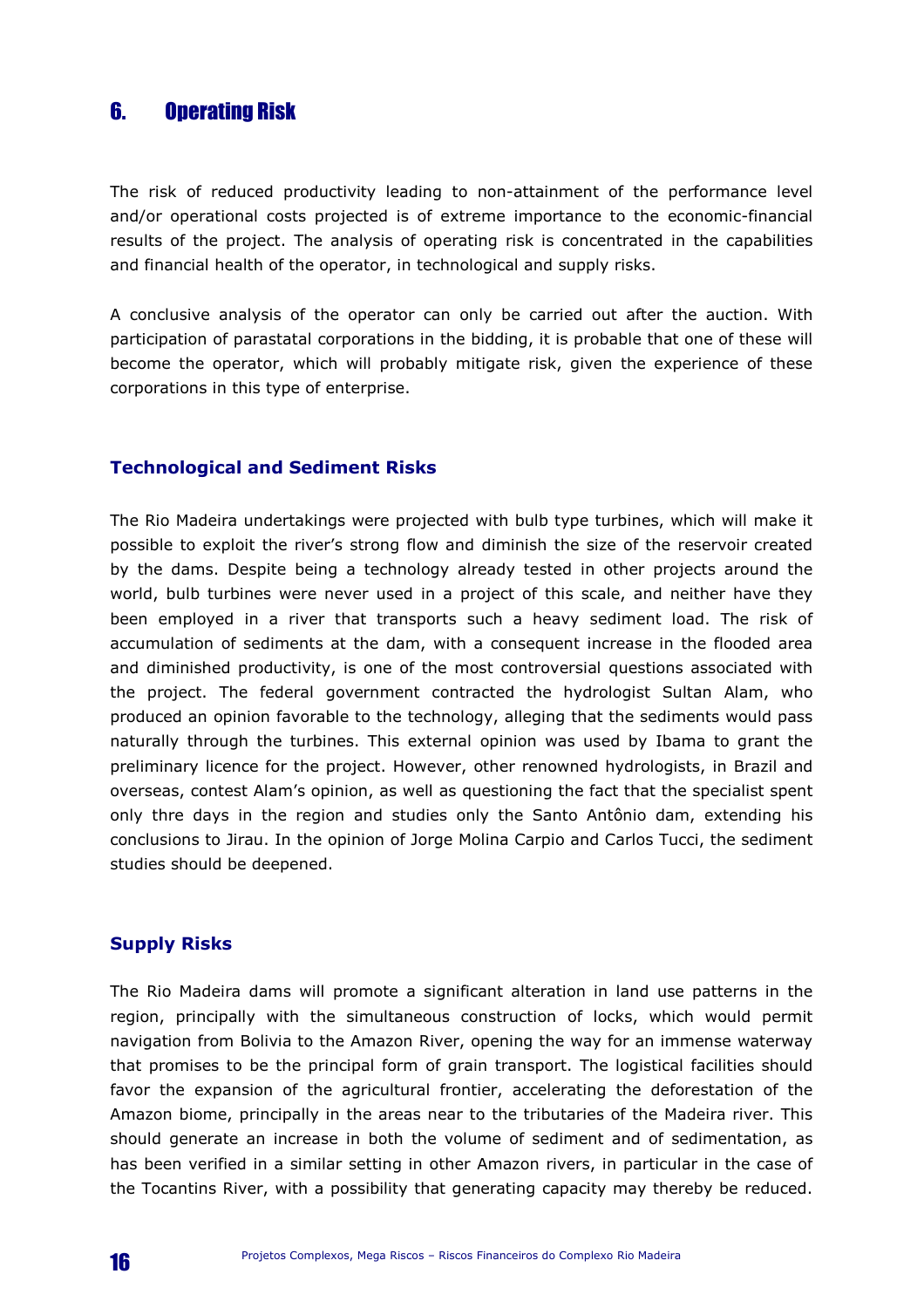## 6. Operating Risk

The risk of reduced productivity leading to non-attainment of the performance level and/or operational costs projected is of extreme importance to the economic-financial results of the project. The analysis of operating risk is concentrated in the capabilities and financial health of the operator, in technological and supply risks.

A conclusive analysis of the operator can only be carried out after the auction. With participation of parastatal corporations in the bidding, it is probable that one of these will become the operator, which will probably mitigate risk, given the experience of these corporations in this type of enterprise.

### Technological and Sediment Risks

The Rio Madeira undertakings were projected with bulb type turbines, which will make it possible to exploit the river's strong flow and diminish the size of the reservoir created by the dams. Despite being a technology already tested in other projects around the world, bulb turbines were never used in a project of this scale, and neither have they been employed in a river that transports such a heavy sediment load. The risk of accumulation of sediments at the dam, with a consequent increase in the flooded area and diminished productivity, is one of the most controversial questions associated with the project. The federal government contracted the hydrologist Sultan Alam, who produced an opinion favorable to the technology, alleging that the sediments would pass naturally through the turbines. This external opinion was used by Ibama to grant the preliminary licence for the project. However, other renowned hydrologists, in Brazil and overseas, contest Alam's opinion, as well as questioning the fact that the specialist spent only thre days in the region and studies only the Santo Antônio dam, extending his conclusions to Jirau. In the opinion of Jorge Molina Carpio and Carlos Tucci, the sediment studies should be deepened.

### Supply Risks

The Rio Madeira dams will promote a significant alteration in land use patterns in the region, principally with the simultaneous construction of locks, which would permit navigation from Bolivia to the Amazon River, opening the way for an immense waterway that promises to be the principal form of grain transport. The logistical facilities should favor the expansion of the agricultural frontier, accelerating the deforestation of the Amazon biome, principally in the areas near to the tributaries of the Madeira river. This should generate an increase in both the volume of sediment and of sedimentation, as has been verified in a similar setting in other Amazon rivers, in particular in the case of the Tocantins River, with a possibility that generating capacity may thereby be reduced.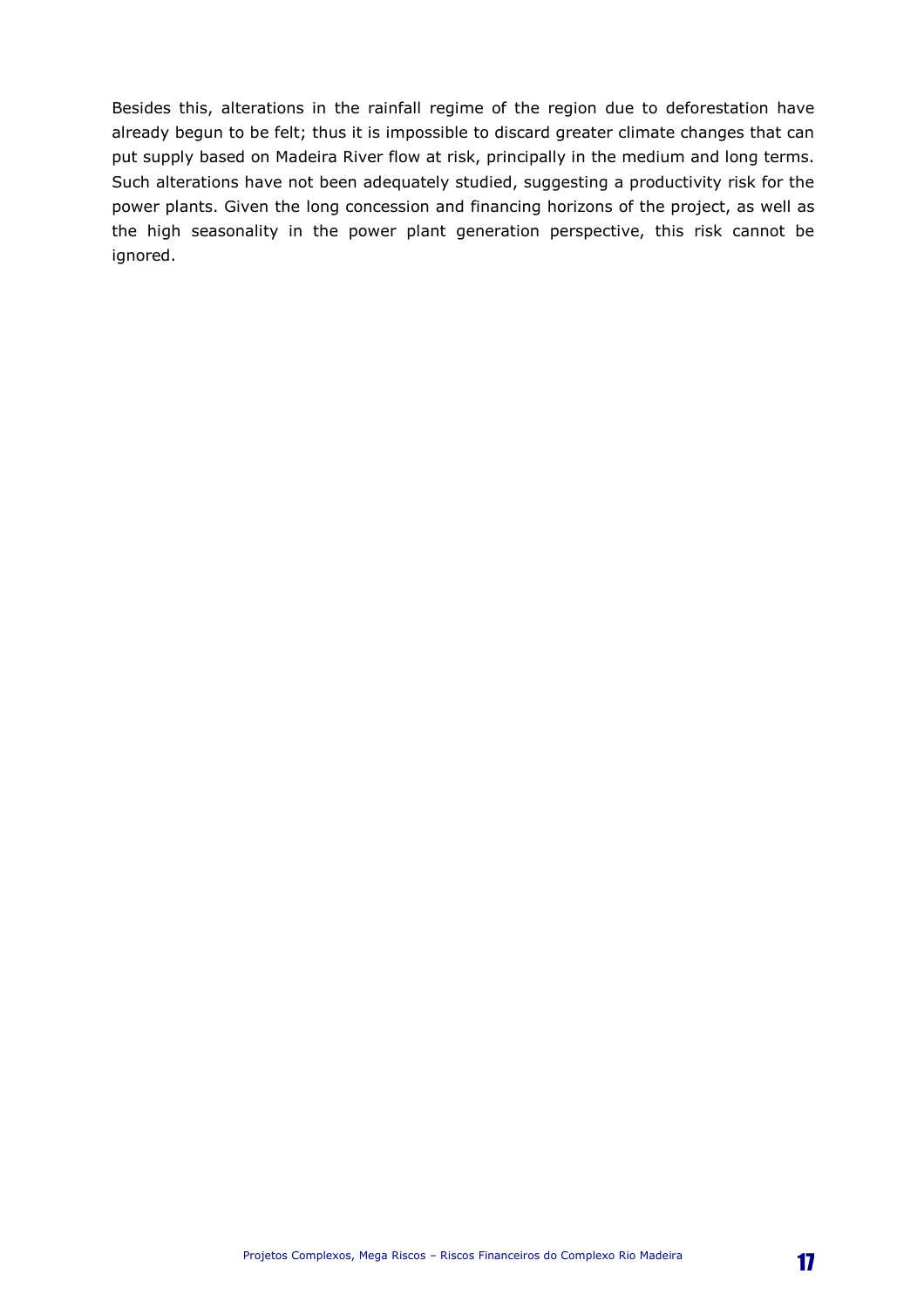Besides this, alterations in the rainfall regime of the region due to deforestation have already begun to be felt; thus it is impossible to discard greater climate changes that can put supply based on Madeira River flow at risk, principally in the medium and long terms. Such alterations have not been adequately studied, suggesting a productivity risk for the power plants. Given the long concession and financing horizons of the project, as well as the high seasonality in the power plant generation perspective, this risk cannot be ignored.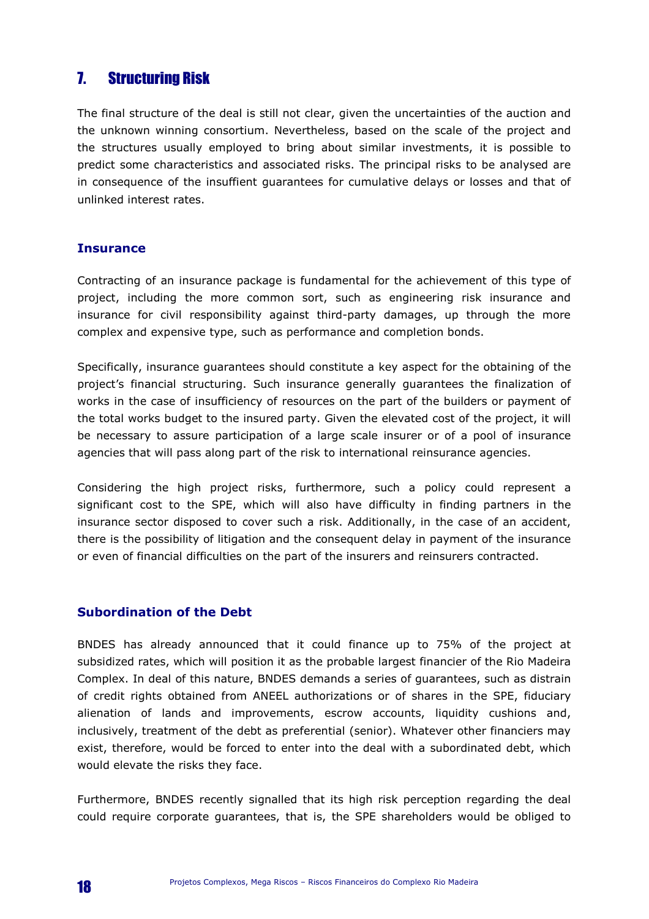## 7. Structuring Risk

The final structure of the deal is still not clear, given the uncertainties of the auction and the unknown winning consortium. Nevertheless, based on the scale of the project and the structures usually employed to bring about similar investments, it is possible to predict some characteristics and associated risks. The principal risks to be analysed are in consequence of the insuffient guarantees for cumulative delays or losses and that of unlinked interest rates.

### Insurance

Contracting of an insurance package is fundamental for the achievement of this type of project, including the more common sort, such as engineering risk insurance and insurance for civil responsibility against third-party damages, up through the more complex and expensive type, such as performance and completion bonds.

Specifically, insurance guarantees should constitute a key aspect for the obtaining of the project's financial structuring. Such insurance generally guarantees the finalization of works in the case of insufficiency of resources on the part of the builders or payment of the total works budget to the insured party. Given the elevated cost of the project, it will be necessary to assure participation of a large scale insurer or of a pool of insurance agencies that will pass along part of the risk to international reinsurance agencies.

Considering the high project risks, furthermore, such a policy could represent a significant cost to the SPE, which will also have difficulty in finding partners in the insurance sector disposed to cover such a risk. Additionally, in the case of an accident, there is the possibility of litigation and the consequent delay in payment of the insurance or even of financial difficulties on the part of the insurers and reinsurers contracted.

### Subordination of the Debt

BNDES has already announced that it could finance up to 75% of the project at subsidized rates, which will position it as the probable largest financier of the Rio Madeira Complex. In deal of this nature, BNDES demands a series of guarantees, such as distrain of credit rights obtained from ANEEL authorizations or of shares in the SPE, fiduciary alienation of lands and improvements, escrow accounts, liquidity cushions and, inclusively, treatment of the debt as preferential (senior). Whatever other financiers may exist, therefore, would be forced to enter into the deal with a subordinated debt, which would elevate the risks they face.

Furthermore, BNDES recently signalled that its high risk perception regarding the deal could require corporate guarantees, that is, the SPE shareholders would be obliged to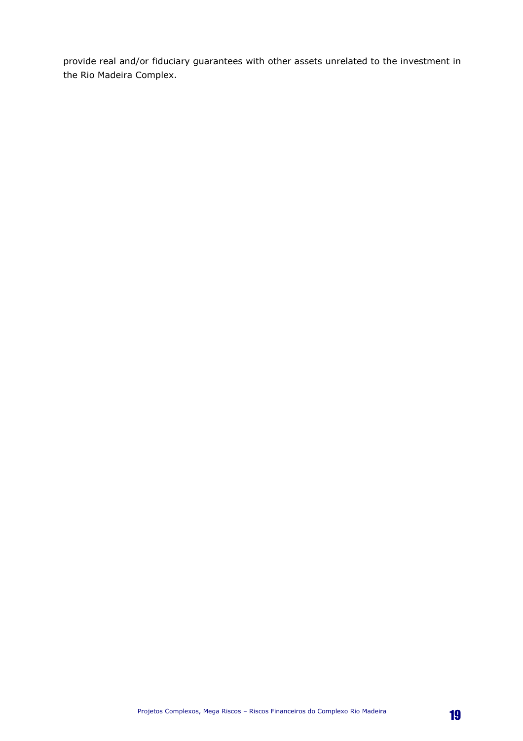provide real and/or fiduciary guarantees with other assets unrelated to the investment in the Rio Madeira Complex.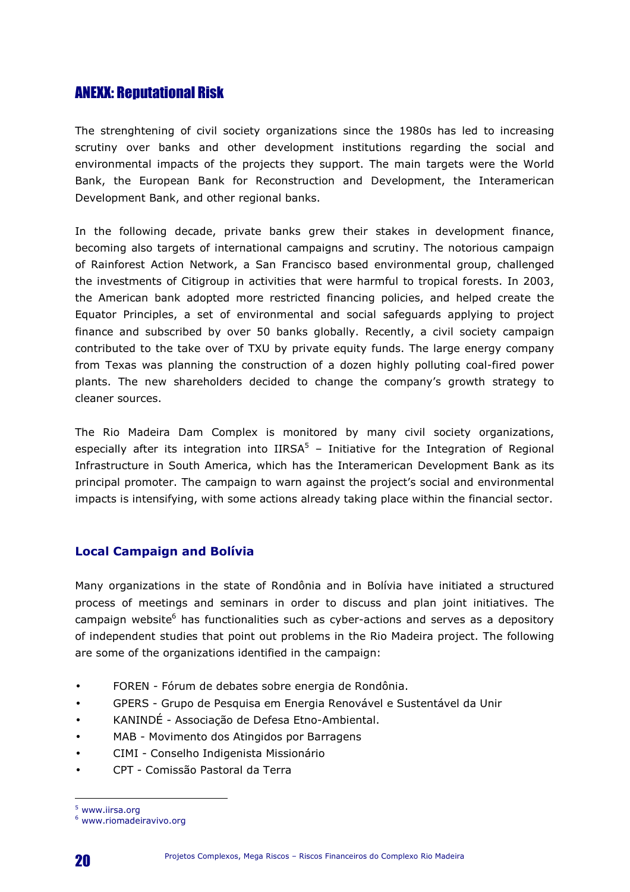## ANEXX: Reputational Risk

The strenghtening of civil society organizations since the 1980s has led to increasing scrutiny over banks and other development institutions regarding the social and environmental impacts of the projects they support. The main targets were the World Bank, the European Bank for Reconstruction and Development, the Interamerican Development Bank, and other regional banks.

In the following decade, private banks grew their stakes in development finance, becoming also targets of international campaigns and scrutiny. The notorious campaign of Rainforest Action Network, a San Francisco based environmental group, challenged the investments of Citigroup in activities that were harmful to tropical forests. In 2003, the American bank adopted more restricted financing policies, and helped create the Equator Principles, a set of environmental and social safeguards applying to project finance and subscribed by over 50 banks globally. Recently, a civil society campaign contributed to the take over of TXU by private equity funds. The large energy company from Texas was planning the construction of a dozen highly polluting coal-fired power plants. The new shareholders decided to change the company's growth strategy to cleaner sources.

The Rio Madeira Dam Complex is monitored by many civil society organizations, especially after its integration into IIRSA[5] – Initiative for the Integration of Regional Infrastructure in South America, which has the Interamerican Development Bank as its principal promoter. The campaign to warn against the project's social and environmental impacts is intensifying, with some actions already taking place within the financial sector.

### Local Campaign and Bolívia

Many organizations in the state of Rondônia and in Bolívia have initiated a structured process of meetings and seminars in order to discuss and plan joint initiatives. The campaign website[6] has functionalities such as cyber-actions and serves as a depository of independent studies that point out problems in the Rio Madeira project. The following are some of the organizations identified in the campaign:

- FOREN - Fórum de debates sobre energia de Rondônia.
- GPERS - Grupo de Pesquisa em Energia Renovável e Sustentável da Unir
- KANINDÉ - Associação de Defesa Etno-Ambiental.
- MAB - Movimento dos Atingidos por Barragens
- CIMI - Conselho Indigenista Missionário
- CPT - Comissão Pastoral da Terra

---

[5] www.iirsa.org

[6] www.riomadeiravivo.org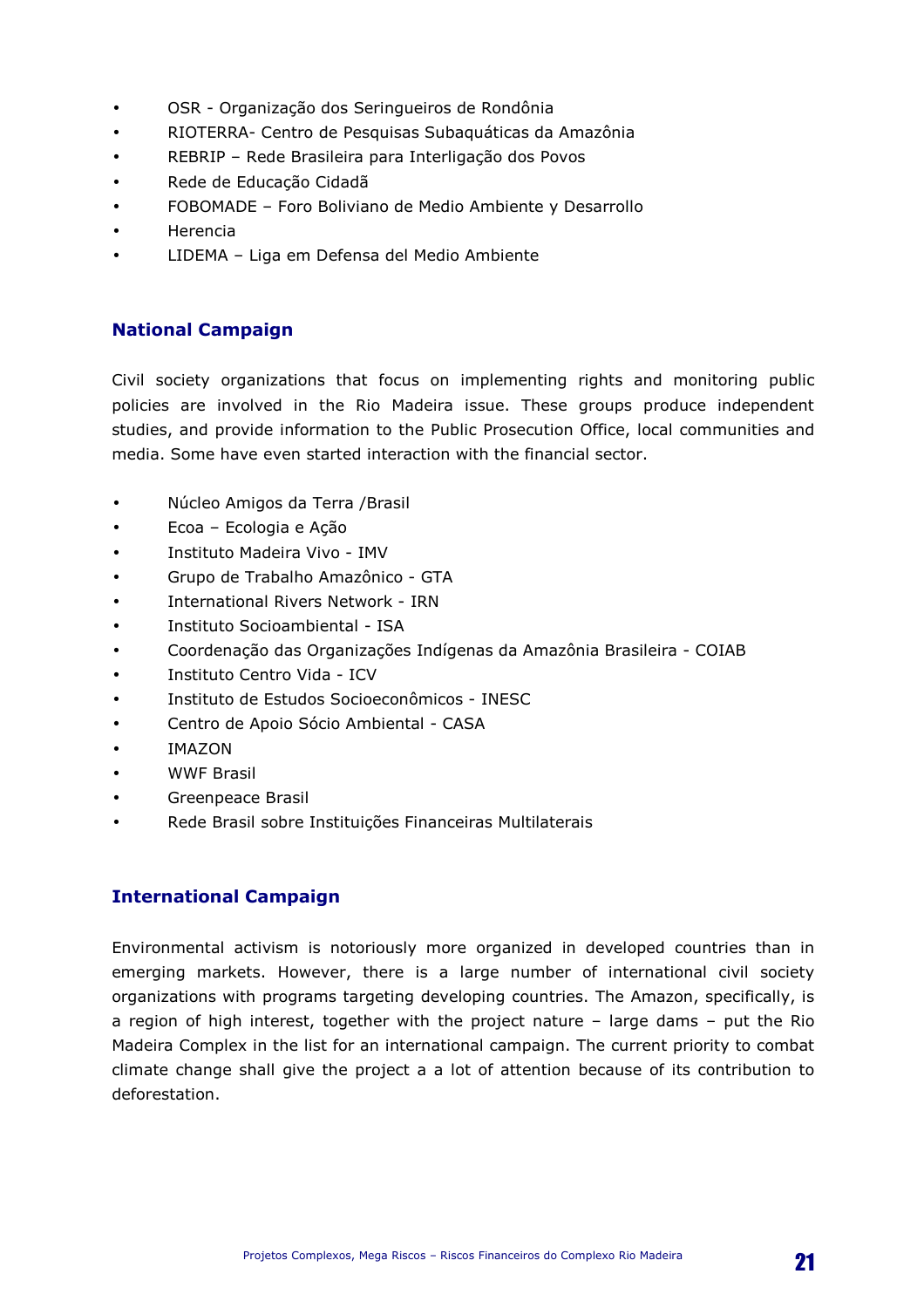- OSR - Organização dos Seringueiros de Rondônia
- RIOTERRA- Centro de Pesquisas Subaquáticas da Amazônia
- REBRIP – Rede Brasileira para Interligação dos Povos
- Rede de Educação Cidadã
- FOBOMADE – Foro Boliviano de Medio Ambiente y Desarrollo
- Herencia
- LIDEMA – Liga em Defensa del Medio Ambiente

## National Campaign

Civil society organizations that focus on implementing rights and monitoring public policies are involved in the Rio Madeira issue. These groups produce independent studies, and provide information to the Public Prosecution Office, local communities and media. Some have even started interaction with the financial sector.

- Núcleo Amigos da Terra /Brasil
- Ecoa – Ecologia e Ação
- Instituto Madeira Vivo - IMV
- Grupo de Trabalho Amazônico - GTA
- International Rivers Network - IRN
- Instituto Socioambiental - ISA
- Coordenação das Organizações Indígenas da Amazônia Brasileira - COIAB
- Instituto Centro Vida - ICV
- Instituto de Estudos Socioeconômicos - INESC
- Centro de Apoio Sócio Ambiental - CASA
- IMAZON
- WWF Brasil
- Greenpeace Brasil
- Rede Brasil sobre Instituições Financeiras Multilaterais

## International Campaign

Environmental activism is notoriously more organized in developed countries than in emerging markets. However, there is a large number of international civil society organizations with programs targeting developing countries. The Amazon, specifically, is a region of high interest, together with the project nature – large dams – put the Rio Madeira Complex in the list for an international campaign. The current priority to combat climate change shall give the project a a lot of attention because of its contribution to deforestation.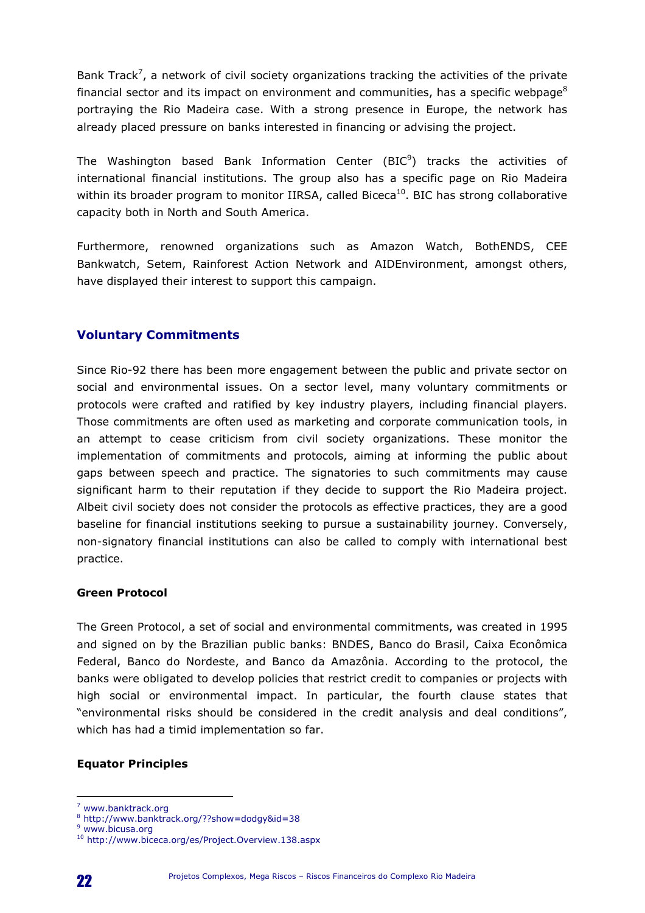Bank Track[7], a network of civil society organizations tracking the activities of the private financial sector and its impact on environment and communities, has a specific webpage[8] portraying the Rio Madeira case. With a strong presence in Europe, the network has already placed pressure on banks interested in financing or advising the project.

The Washington based Bank Information Center (BIC[9]) tracks the activities of international financial institutions. The group also has a specific page on Rio Madeira within its broader program to monitor IIRSA, called Biceca[10]. BIC has strong collaborative capacity both in North and South America.

Furthermore, renowned organizations such as Amazon Watch, BothENDS, CEE Bankwatch, Setem, Rainforest Action Network and AIDEnvironment, amongst others, have displayed their interest to support this campaign.

## Voluntary Commitments

Since Rio-92 there has been more engagement between the public and private sector on social and environmental issues. On a sector level, many voluntary commitments or protocols were crafted and ratified by key industry players, including financial players. Those commitments are often used as marketing and corporate communication tools, in an attempt to cease criticism from civil society organizations. These monitor the implementation of commitments and protocols, aiming at informing the public about gaps between speech and practice. The signatories to such commitments may cause significant harm to their reputation if they decide to support the Rio Madeira project. Albeit civil society does not consider the protocols as effective practices, they are a good baseline for financial institutions seeking to pursue a sustainability journey. Conversely, non-signatory financial institutions can also be called to comply with international best practice.

### Green Protocol

The Green Protocol, a set of social and environmental commitments, was created in 1995 and signed on by the Brazilian public banks: BNDES, Banco do Brasil, Caixa Econômica Federal, Banco do Nordeste, and Banco da Amazônia. According to the protocol, the banks were obligated to develop policies that restrict credit to companies or projects with high social or environmental impact. In particular, the fourth clause states that "environmental risks should be considered in the credit analysis and deal conditions", which has had a timid implementation so far.

### Equator Principles

[7] www.banktrack.org
[8] http://www.banktrack.org/??show=dodgy&id=38
[9] www.bicusa.org
[10] http://www.biceca.org/es/Project.Overview.138.aspx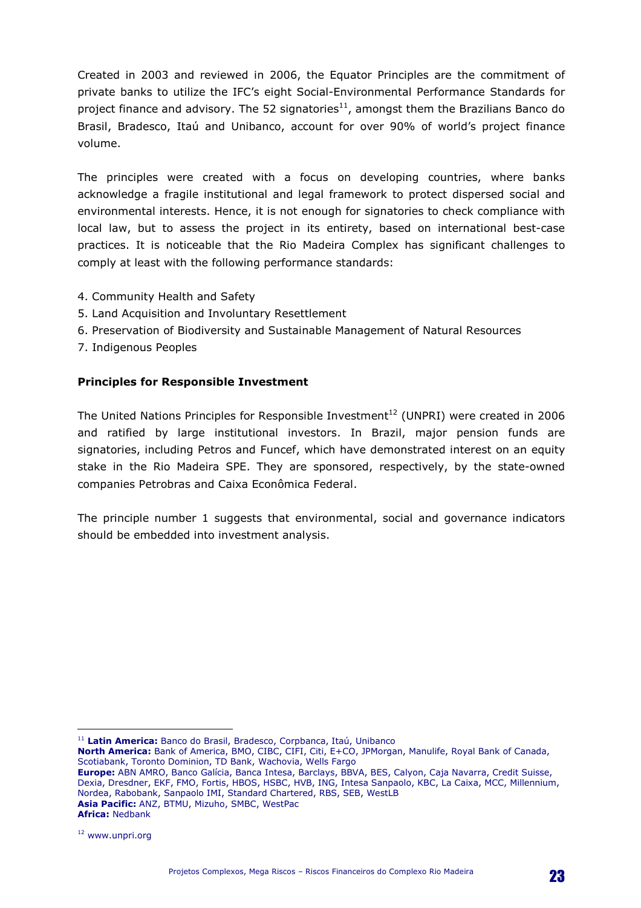Created in 2003 and reviewed in 2006, the Equator Principles are the commitment of private banks to utilize the IFC's eight Social-Environmental Performance Standards for project finance and advisory. The 52 signatories[11], amongst them the Brazilians Banco do Brasil, Bradesco, Itaú and Unibanco, account for over 90% of world's project finance volume.

The principles were created with a focus on developing countries, where banks acknowledge a fragile institutional and legal framework to protect dispersed social and environmental interests. Hence, it is not enough for signatories to check compliance with local law, but to assess the project in its entirety, based on international best-case practices. It is noticeable that the Rio Madeira Complex has significant challenges to comply at least with the following performance standards:

4. Community Health and Safety
5. Land Acquisition and Involuntary Resettlement
6. Preservation of Biodiversity and Sustainable Management of Natural Resources
7. Indigenous Peoples

**Principles for Responsible Investment**

The United Nations Principles for Responsible Investment[12] (UNPRI) were created in 2006 and ratified by large institutional investors. In Brazil, major pension funds are signatories, including Petros and Funcef, which have demonstrated interest on an equity stake in the Rio Madeira SPE. They are sponsored, respectively, by the state-owned companies Petrobras and Caixa Econômica Federal.

The principle number 1 suggests that environmental, social and governance indicators should be embedded into investment analysis.

---

[11] **Latin America:** Banco do Brasil, Bradesco, Corpbanca, Itaú, Unibanco
**North America:** Bank of America, BMO, CIBC, CIFI, Citi, E+CO, JPMorgan, Manulife, Royal Bank of Canada, Scotiabank, Toronto Dominion, TD Bank, Wachovia, Wells Fargo
**Europe:** ABN AMRO, Banco Galícia, Banca Intesa, Barclays, BBVA, BES, Calyon, Caja Navarra, Credit Suisse, Dexia, Dresdner, EKF, FMO, Fortis, HBOS, HSBC, HVB, ING, Intesa Sanpaolo, KBC, La Caixa, MCC, Millennium, Nordea, Rabobank, Sanpaolo IMI, Standard Chartered, RBS, SEB, WestLB
**Asia Pacific:** ANZ, BTMU, Mizuho, SMBC, WestPac
**Africa:** Nedbank

[12] www.unpri.org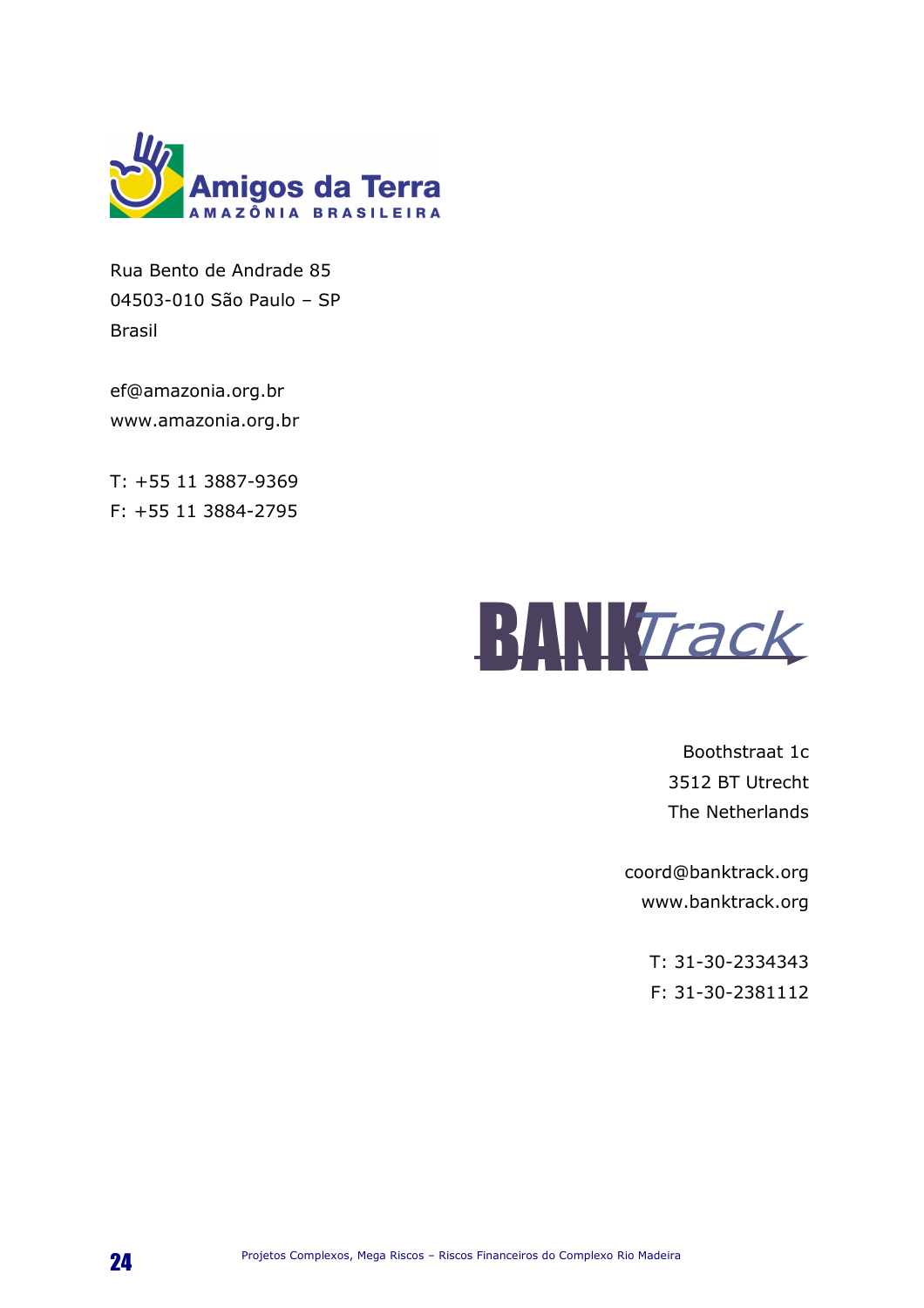Amigos da Terra
AMAZÔNIA BRASILEIRA

Rua Bento de Andrade 85
04503-010 São Paulo – SP
Brasil

ef@amazonia.org.br
www.amazonia.org.br

T: +55 11 3887-9369
F: +55 11 3884-2795

BANKTrack

Boothstraat 1c
3512 BT Utrecht
The Netherlands

coord@banktrack.org
www.banktrack.org

T: 31-30-2334343
F: 31-30-2381112